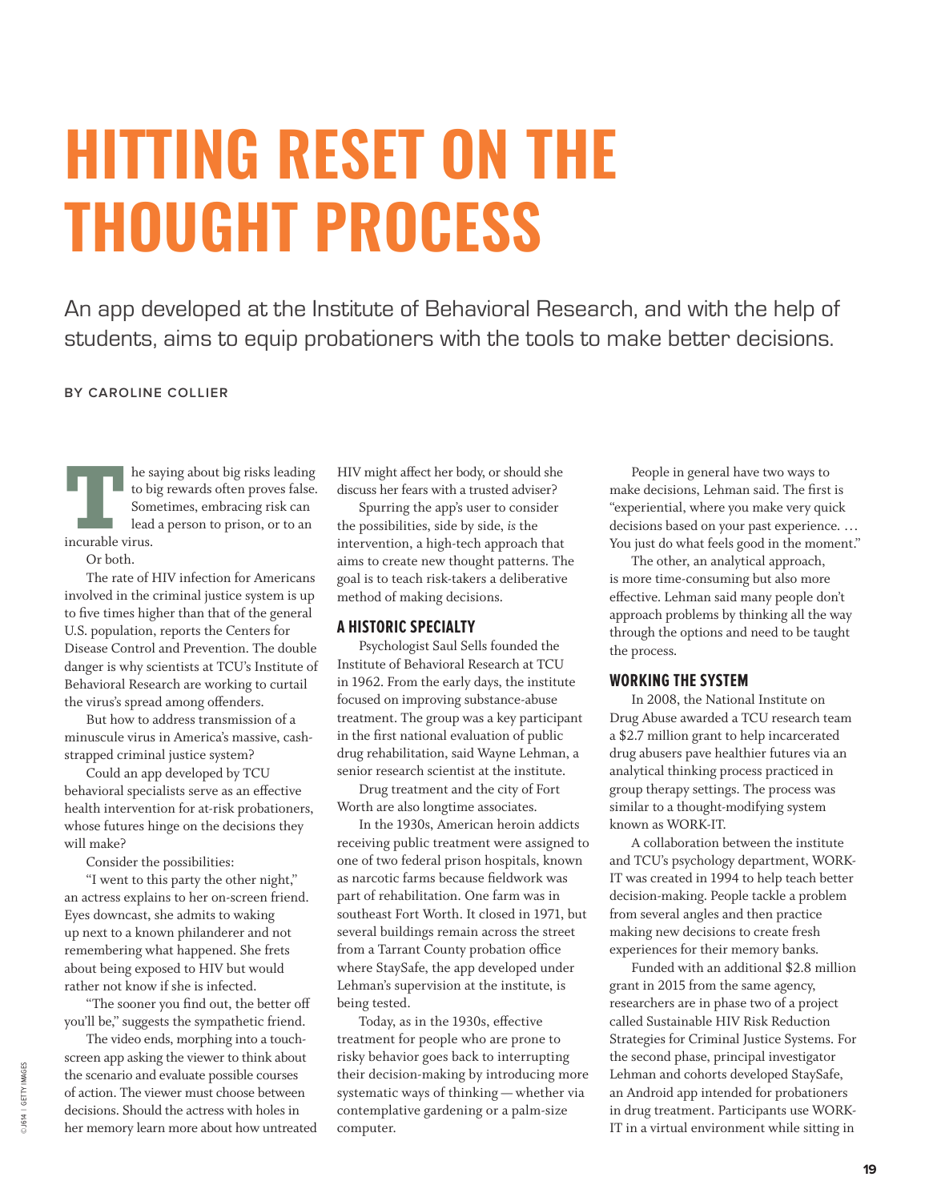# HITTING RESET ON THE THOUGHT PROCESS

An app developed at the Institute of Behavioral Research, and with the help of students, aims to equip probationers with the tools to make better decisions.

**BY CAROLINE COLLIER**

The saying about big risks leading to big rewards often proves false. Sometimes, embracing risk can lead a person to prison, or to an incurable virus.

Or both.

The rate of HIV infection for Americans involved in the criminal justice system is up to five times higher than that of the general U.S. population, reports the Centers for Disease Control and Prevention. The double danger is why scientists at TCU's Institute of Behavioral Research are working to curtail the virus's spread among offenders.

But how to address transmission of a minuscule virus in America's massive, cash-strapped criminal justice system?

Could an app developed by TCU behavioral specialists serve as an effective health intervention for at-risk probationers, whose futures hinge on the decisions they will make?

Consider the possibilities:

"I went to this party the other night," an actress explains to her on-screen friend. Eyes downcast, she admits to waking up next to a known philanderer and not remembering what happened. She frets about being exposed to HIV but would rather not know if she is infected.

"The sooner you find out, the better off you'll be," suggests the sympathetic friend.

The video ends, morphing into a touch-screen app asking the viewer to think about the scenario and evaluate possible courses of action. The viewer must choose between decisions. Should the actress with holes in her memory learn more about how untreated HIV might affect her body, or should she discuss her fears with a trusted adviser?

Spurring the app's user to consider the possibilities, side by side, *is* the intervention, a high-tech approach that aims to create new thought patterns. The goal is to teach risk-takers a deliberative method of making decisions.

## A HISTORIC SPECIALTY

Psychologist Saul Sells founded the Institute of Behavioral Research at TCU in 1962. From the early days, the institute focused on improving substance-abuse treatment. The group was a key participant in the first national evaluation of public drug rehabilitation, said Wayne Lehman, a senior research scientist at the institute.

Drug treatment and the city of Fort Worth are also longtime associates.

In the 1930s, American heroin addicts receiving public treatment were assigned to one of two federal prison hospitals, known as narcotic farms because fieldwork was part of rehabilitation. One farm was in southeast Fort Worth. It closed in 1971, but several buildings remain across the street from a Tarrant County probation office where StaySafe, the app developed under Lehman's supervision at the institute, is being tested.

Today, as in the 1930s, effective treatment for people who are prone to risky behavior goes back to interrupting their decision-making by introducing more systematic ways of thinking — whether via contemplative gardening or a palm-size computer.

People in general have two ways to make decisions, Lehman said. The first is "experiential, where you make very quick decisions based on your past experience. … You just do what feels good in the moment."

The other, an analytical approach, is more time-consuming but also more effective. Lehman said many people don't approach problems by thinking all the way through the options and need to be taught the process.

## WORKING THE SYSTEM

In 2008, the National Institute on Drug Abuse awarded a TCU research team a $2.7 million grant to help incarcerated drug abusers pave healthier futures via an analytical thinking process practiced in group therapy settings. The process was similar to a thought-modifying system known as WORK-IT.

A collaboration between the institute and TCU's psychology department, WORK-IT was created in 1994 to help teach better decision-making. People tackle a problem from several angles and then practice making new decisions to create fresh experiences for their memory banks.

Funded with an additional $2.8 million grant in 2015 from the same agency, researchers are in phase two of a project called Sustainable HIV Risk Reduction Strategies for Criminal Justice Systems. For the second phase, principal investigator Lehman and cohorts developed StaySafe, an Android app intended for probationers in drug treatment. Participants use WORK-IT in a virtual environment while sitting in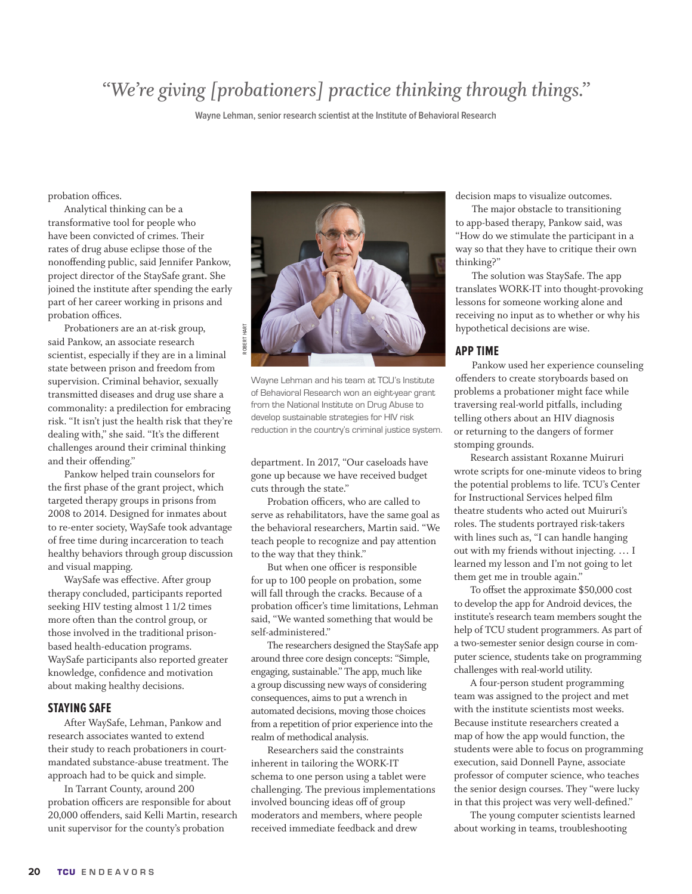> *"We're giving [probationers] practice thinking through things."*
>
> Wayne Lehman, senior research scientist at the Institute of Behavioral Research

probation offices.

Analytical thinking can be a transformative tool for people who have been convicted of crimes. Their rates of drug abuse eclipse those of the nonoffending public, said Jennifer Pankow, project director of the StaySafe grant. She joined the institute after spending the early part of her career working in prisons and probation offices.

Probationers are an at-risk group, said Pankow, an associate research scientist, especially if they are in a liminal state between prison and freedom from supervision. Criminal behavior, sexually transmitted diseases and drug use share a commonality: a predilection for embracing risk. "It isn't just the health risk that they're dealing with," she said. "It's the different challenges around their criminal thinking and their offending."

Pankow helped train counselors for the first phase of the grant project, which targeted therapy groups in prisons from 2008 to 2014. Designed for inmates about to re-enter society, WaySafe took advantage of free time during incarceration to teach healthy behaviors through group discussion and visual mapping.

WaySafe was effective. After group therapy concluded, participants reported seeking HIV testing almost 1 1/2 times more often than the control group, or those involved in the traditional prison-based health-education programs. WaySafe participants also reported greater knowledge, confidence and motivation about making healthy decisions.

## STAYING SAFE

After WaySafe, Lehman, Pankow and research associates wanted to extend their study to reach probationers in court-mandated substance-abuse treatment. The approach had to be quick and simple.

In Tarrant County, around 200 probation officers are responsible for about 20,000 offenders, said Kelli Martin, research unit supervisor for the county's probation department. In 2017, "Our caseloads have gone up because we have received budget cuts through the state."

Probation officers, who are called to serve as rehabilitators, have the same goal as the behavioral researchers, Martin said. "We teach people to recognize and pay attention to the way that they think."

But when one officer is responsible for up to 100 people on probation, some will fall through the cracks. Because of a probation officer's time limitations, Lehman said, "We wanted something that would be self-administered."

The researchers designed the StaySafe app around three core design concepts: "Simple, engaging, sustainable." The app, much like a group discussing new ways of considering consequences, aims to put a wrench in automated decisions, moving those choices from a repetition of prior experience into the realm of methodical analysis.

Researchers said the constraints inherent in tailoring the WORK-IT schema to one person using a tablet were challenging. The previous implementations involved bouncing ideas off of group moderators and members, where people received immediate feedback and drew decision maps to visualize outcomes.

ROBERT HART

Wayne Lehman and his team at TCU's Institute of Behavioral Research won an eight-year grant from the National Institute on Drug Abuse to develop sustainable strategies for HIV risk reduction in the country's criminal justice system.

The major obstacle to transitioning to app-based therapy, Pankow said, was "How do we stimulate the participant in a way so that they have to critique their own thinking?"

The solution was StaySafe. The app translates WORK-IT into thought-provoking lessons for someone working alone and receiving no input as to whether or why his hypothetical decisions are wise.

## APP TIME

Pankow used her experience counseling offenders to create storyboards based on problems a probationer might face while traversing real-world pitfalls, including telling others about an HIV diagnosis or returning to the dangers of former stomping grounds.

Research assistant Roxanne Muiruri wrote scripts for one-minute videos to bring the potential problems to life. TCU's Center for Instructional Services helped film theatre students who acted out Muiruri's roles. The students portrayed risk-takers with lines such as, "I can handle hanging out with my friends without injecting. … I learned my lesson and I'm not going to let them get me in trouble again."

To offset the approximate $50,000 cost to develop the app for Android devices, the institute's research team members sought the help of TCU student programmers. As part of a two-semester senior design course in computer science, students take on programming challenges with real-world utility.

A four-person student programming team was assigned to the project and met with the institute scientists most weeks. Because institute researchers created a map of how the app would function, the students were able to focus on programming execution, said Donnell Payne, associate professor of computer science, who teaches the senior design courses. They "were lucky in that this project was very well-defined."

The young computer scientists learned about working in teams, troubleshooting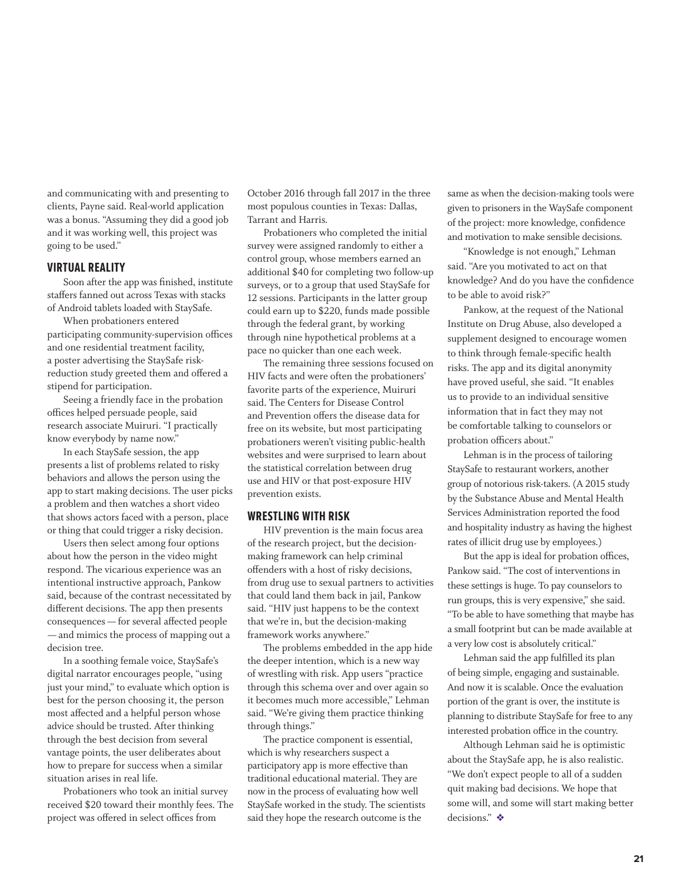and communicating with and presenting to clients, Payne said. Real-world application was a bonus. "Assuming they did a good job and it was working well, this project was going to be used."

### VIRTUAL REALITY

Soon after the app was finished, institute staffers fanned out across Texas with stacks of Android tablets loaded with StaySafe.

When probationers entered participating community-supervision offices and one residential treatment facility, a poster advertising the StaySafe risk-reduction study greeted them and offered a stipend for participation.

Seeing a friendly face in the probation offices helped persuade people, said research associate Muiruri. "I practically know everybody by name now."

In each StaySafe session, the app presents a list of problems related to risky behaviors and allows the person using the app to start making decisions. The user picks a problem and then watches a short video that shows actors faced with a person, place or thing that could trigger a risky decision.

Users then select among four options about how the person in the video might respond. The vicarious experience was an intentional instructive approach, Pankow said, because of the contrast necessitated by different decisions. The app then presents consequences — for several affected people — and mimics the process of mapping out a decision tree.

In a soothing female voice, StaySafe's digital narrator encourages people, "using just your mind," to evaluate which option is best for the person choosing it, the person most affected and a helpful person whose advice should be trusted. After thinking through the best decision from several vantage points, the user deliberates about how to prepare for success when a similar situation arises in real life.

Probationers who took an initial survey received $20 toward their monthly fees. The project was offered in select offices from October 2016 through fall 2017 in the three most populous counties in Texas: Dallas, Tarrant and Harris.

Probationers who completed the initial survey were assigned randomly to either a control group, whose members earned an additional $40 for completing two follow-up surveys, or to a group that used StaySafe for 12 sessions. Participants in the latter group could earn up to $220, funds made possible through the federal grant, by working through nine hypothetical problems at a pace no quicker than one each week.

The remaining three sessions focused on HIV facts and were often the probationers' favorite parts of the experience, Muiruri said. The Centers for Disease Control and Prevention offers the disease data for free on its website, but most participating probationers weren't visiting public-health websites and were surprised to learn about the statistical correlation between drug use and HIV or that post-exposure HIV prevention exists.

### WRESTLING WITH RISK

HIV prevention is the main focus area of the research project, but the decision-making framework can help criminal offenders with a host of risky decisions, from drug use to sexual partners to activities that could land them back in jail, Pankow said. "HIV just happens to be the context that we're in, but the decision-making framework works anywhere."

The problems embedded in the app hide the deeper intention, which is a new way of wrestling with risk. App users "practice through this schema over and over again so it becomes much more accessible," Lehman said. "We're giving them practice thinking through things."

The practice component is essential, which is why researchers suspect a participatory app is more effective than traditional educational material. They are now in the process of evaluating how well StaySafe worked in the study. The scientists said they hope the research outcome is the same as when the decision-making tools were given to prisoners in the WaySafe component of the project: more knowledge, confidence and motivation to make sensible decisions.

"Knowledge is not enough," Lehman said. "Are you motivated to act on that knowledge? And do you have the confidence to be able to avoid risk?"

Pankow, at the request of the National Institute on Drug Abuse, also developed a supplement designed to encourage women to think through female-specific health risks. The app and its digital anonymity have proved useful, she said. "It enables us to provide to an individual sensitive information that in fact they may not be comfortable talking to counselors or probation officers about."

Lehman is in the process of tailoring StaySafe to restaurant workers, another group of notorious risk-takers. (A 2015 study by the Substance Abuse and Mental Health Services Administration reported the food and hospitality industry as having the highest rates of illicit drug use by employees.)

But the app is ideal for probation offices, Pankow said. "The cost of interventions in these settings is huge. To pay counselors to run groups, this is very expensive," she said. "To be able to have something that maybe has a small footprint but can be made available at a very low cost is absolutely critical."

Lehman said the app fulfilled its plan of being simple, engaging and sustainable. And now it is scalable. Once the evaluation portion of the grant is over, the institute is planning to distribute StaySafe for free to any interested probation office in the country.

Although Lehman said he is optimistic about the StaySafe app, he is also realistic. "We don't expect people to all of a sudden quit making bad decisions. We hope that some will, and some will start making better decisions." ❖